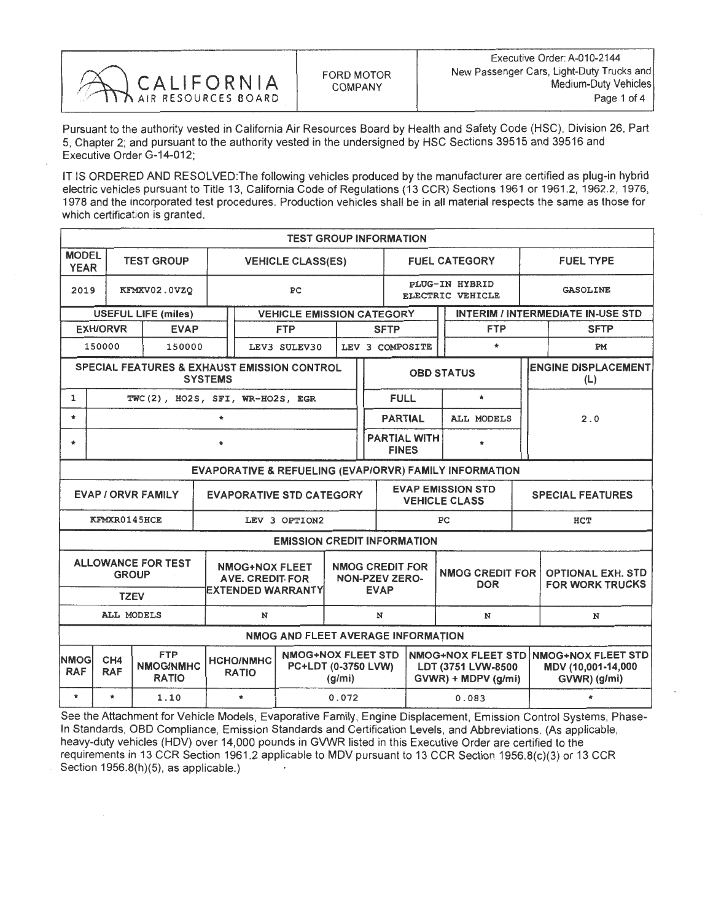| CALIFORNIA AIR RESOURCES BOARD | FORD MOTOR COMPANY | Executive Order: A-010-2144 New Passenger Cars, Light-Duty Trucks and Medium-Duty Vehicles |
|---|---|---|

Pursuant to the authority vested in California Air Resources Board by Health and Safety Code (HSC), Division 26, Part 5, Chapter 2; and pursuant to the authority vested in the undersigned by HSC Sections 39515 and 39516 and Executive Order G-14-012;

IT IS ORDERED AND RESOLVED:The following vehicles produced by the manufacturer are certified as plug-in hybrid electric vehicles pursuant to Title 13, California Code of Regulations (13 CCR) Sections 1961 or 1961.2, 1962.2, 1976, 1978 and the incorporated test procedures. Production vehicles shall be in all material respects the same as those for which certification is granted.

**TEST GROUP INFORMATION**

| MODEL YEAR | TEST GROUP | VEHICLE CLASS(ES) | FUEL CATEGORY | FUEL TYPE |
|---|---|---|---|---|
| 2019 | KFMXV02.0VZQ | PC | PLUG-IN HYBRID ELECTRIC VEHICLE | GASOLINE |

| USEFUL LIFE (miles) | | VEHICLE EMISSION CATEGORY | | INTERIM / INTERMEDIATE IN-USE STD | |
|---|---|---|---|---|---|
| EXH/ORVR | EVAP | FTP | SFTP | FTP | SFTP |
| 150000 | 150000 | LEV3 SULEV30 | LEV 3 COMPOSITE | * | PM |

| SPECIAL FEATURES & EXHAUST EMISSION CONTROL SYSTEMS | | OBD STATUS | | ENGINE DISPLACEMENT (L) |
|---|---|---|---|---|
| 1 | TWC(2), HO2S, SFI, WR-HO2S, EGR | FULL | * | 2.0 |
| * | * | PARTIAL | ALL MODELS | |
| * | * | PARTIAL WITH FINES | * | |

**EVAPORATIVE & REFUELING (EVAP/ORVR) FAMILY INFORMATION**

| EVAP / ORVR FAMILY | EVAPORATIVE STD CATEGORY | EVAP EMISSION STD VEHICLE CLASS | SPECIAL FEATURES |
|---|---|---|---|
| KFMXR0145HCE | LEV 3 OPTION2 | PC | HCT |

**EMISSION CREDIT INFORMATION**

| ALLOWANCE FOR TEST GROUP TZEV | NMOG+NOX FLEET AVE. CREDIT FOR EXTENDED WARRANTY | NMOG CREDIT FOR NON-PZEV ZERO-EVAP | NMOG CREDIT FOR DOR | OPTIONAL EXH. STD FOR WORK TRUCKS |
|---|---|---|---|---|
| ALL MODELS | N | N | N | N |

**NMOG AND FLEET AVERAGE INFORMATION**

| NMOG RAF | CH4 RAF | FTP NMOG/NMHC RATIO | HCHO/NMHC RATIO | NMOG+NOX FLEET STD PC+LDT (0-3750 LVW) (g/mi) | NMOG+NOX FLEET STD LDT (3751 LVW-8500 GVWR) + MDPV (g/mi) | NMOG+NOX FLEET STD MDV (10,001-14,000 GVWR) (g/mi) |
|---|---|---|---|---|---|---|
| * | * | 1.10 | * | 0.072 | 0.083 | * |

See the Attachment for Vehicle Models, Evaporative Family, Engine Displacement, Emission Control Systems, Phase-In Standards, OBD Compliance, Emission Standards and Certification Levels, and Abbreviations. (As applicable, heavy-duty vehicles (HDV) over 14,000 pounds in GVWR listed in this Executive Order are certified to the requirements in 13 CCR Section 1961.2 applicable to MDV pursuant to 13 CCR Section 1956.8(c)(3) or 13 CCR Section 1956.8(h)(5), as applicable.)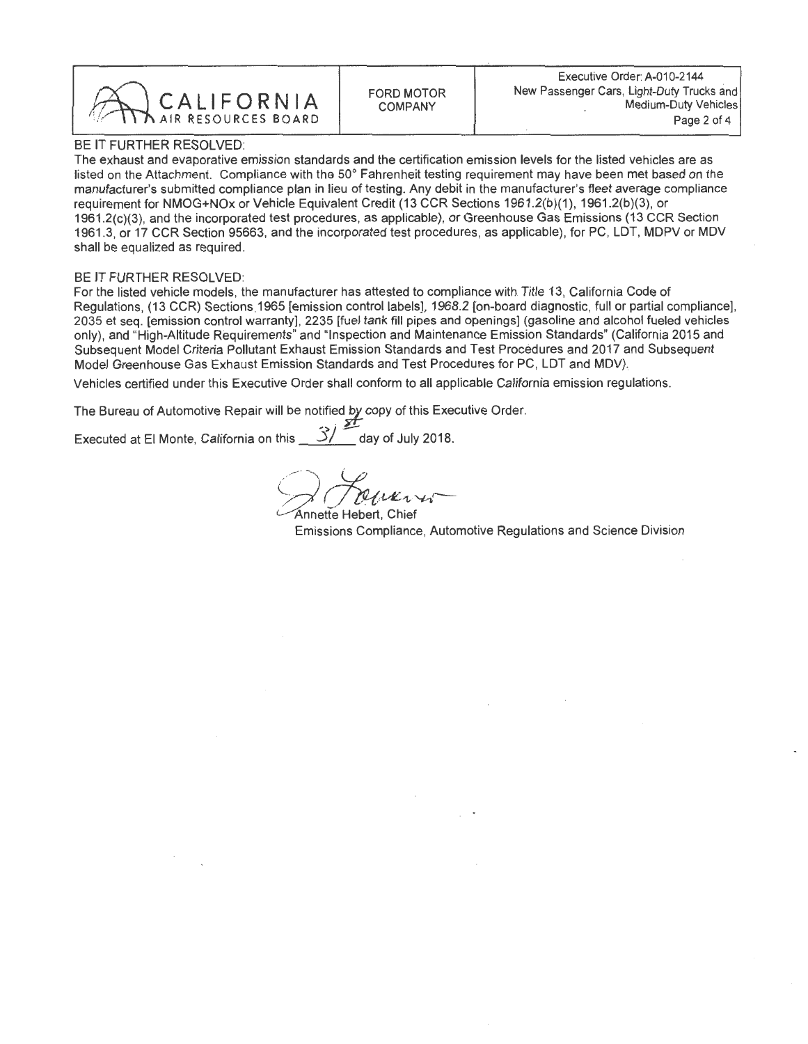BE IT FURTHER RESOLVED:
The exhaust and evaporative emission standards and the certification emission levels for the listed vehicles are as listed on the Attachment. Compliance with the 50° Fahrenheit testing requirement may have been met based on the manufacturer's submitted compliance plan in lieu of testing. Any debit in the manufacturer's fleet average compliance requirement for NMOG+NOx or Vehicle Equivalent Credit (13 CCR Sections 1961.2(b)(1), 1961.2(b)(3), or 1961.2(c)(3), and the incorporated test procedures, as applicable), or Greenhouse Gas Emissions (13 CCR Section 1961.3, or 17 CCR Section 95663, and the incorporated test procedures, as applicable), for PC, LDT, MDPV or MDV shall be equalized as required.

BE IT FURTHER RESOLVED:
For the listed vehicle models, the manufacturer has attested to compliance with Title 13, California Code of Regulations, (13 CCR) Sections 1965 [emission control labels], 1968.2 [on-board diagnostic, full or partial compliance], 2035 et seq. [emission control warranty], 2235 [fuel tank fill pipes and openings] (gasoline and alcohol fueled vehicles only), and "High-Altitude Requirements" and "Inspection and Maintenance Emission Standards" (California 2015 and Subsequent Model Criteria Pollutant Exhaust Emission Standards and Test Procedures and 2017 and Subsequent Model Greenhouse Gas Exhaust Emission Standards and Test Procedures for PC, LDT and MDV).

Vehicles certified under this Executive Order shall conform to all applicable California emission regulations.

The Bureau of Automotive Repair will be notified by copy of this Executive Order.

Executed at El Monte, California on this 31st day of July 2018.

Annette Hebert, Chief
Emissions Compliance, Automotive Regulations and Science Division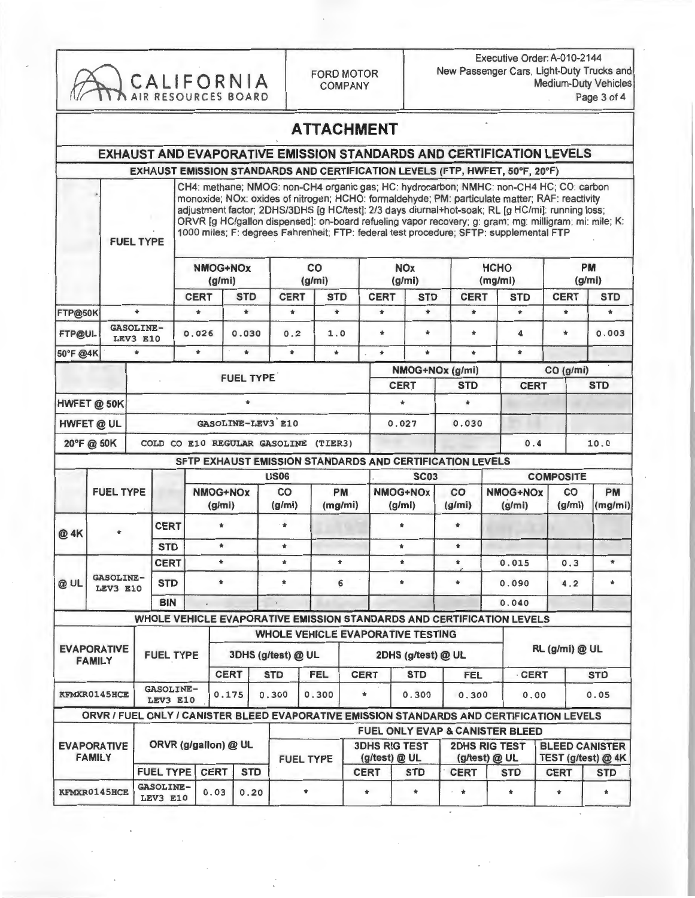# ATTACHMENT

## EXHAUST AND EVAPORATIVE EMISSION STANDARDS AND CERTIFICATION LEVELS

### EXHAUST EMISSION STANDARDS AND CERTIFICATION LEVELS (FTP, HWFET, 50°F, 20°F)

CH4: methane; NMOG: non-CH4 organic gas; HC: hydrocarbon; NMHC: non-CH4 HC; CO: carbon monoxide; NOx: oxides of nitrogen; HCHO: formaldehyde; PM: particulate matter; RAF: reactivity adjustment factor; 2DHS/3DHS [g HC/test]: 2/3 days diurnal+hot-soak; RL [g HC/mi]: running loss; ORVR [g HC/gallon dispensed]: on-board refueling vapor recovery; g: gram; mg: milligram; mi: mile; K: 1000 miles; F: degrees Fahrenheit; FTP: federal test procedure; SFTP: supplemental FTP

| | FUEL TYPE | NMOG+NOx (g/mi) | | CO (g/mi) | | NOx (g/mi) | | HCHO (mg/mi) | | PM (g/mi) | |
|---|---|---|---|---|---|---|---|---|---|---|---|
| | | CERT | STD | CERT | STD | CERT | STD | CERT | STD | CERT | STD |
| FTP@50K | * | * | * | * | * | * | * | * | * | * | * |
| FTP@UL | GASOLINE-LEV3 E10 | 0.026 | 0.030 | 0.2 | 1.0 | * | * | * | 4 | * | 0.003 |
| 50°F @4K | * | * | * | * | * | * | * | * | * | | |

| | FUEL TYPE | NMOG+NOx (g/mi) | | CO (g/mi) | |
|---|---|---|---|---|---|
| | | CERT | STD | CERT | STD |
| HWFET @ 50K | * | * | * | | |
| HWFET @ UL | GASOLINE-LEV3 E10 | 0.027 | 0.030 | | |
| 20°F @ 50K | COLD CO E10 REGULAR GASOLINE (TIER3) | | | 0.4 | 10.0 |

### SFTP EXHAUST EMISSION STANDARDS AND CERTIFICATION LEVELS

| | FUEL TYPE | | US06 NMOG+NOx (g/mi) | US06 CO (g/mi) | US06 PM (mg/mi) | SC03 NMOG+NOx (g/mi) | SC03 CO (g/mi) | COMPOSITE NMOG+NOx (g/mi) | COMPOSITE CO (g/mi) | COMPOSITE PM (mg/mi) |
|---|---|---|---|---|---|---|---|---|---|---|
| @ 4K | * | CERT | * | * | | * | * | | | |
| | | STD | * | * | | * | * | | | |
| @ UL | GASOLINE-LEV3 E10 | CERT | * | * | * | * | * | 0.015 | 0.3 | * |
| | | STD | * | * | 6 | * | * | 0.090 | 4.2 | * |
| | | BIN | | | | | | 0.040 | | |

### WHOLE VEHICLE EVAPORATIVE EMISSION STANDARDS AND CERTIFICATION LEVELS

| EVAPORATIVE FAMILY | FUEL TYPE | 3DHS (g/test) @ UL | | | 2DHS (g/test) @ UL | | | RL (g/mi) @ UL | |
|---|---|---|---|---|---|---|---|---|---|
| | | CERT | STD | FEL | CERT | STD | FEL | CERT | STD |
| KFMXR0145HCE | GASOLINE-LEV3 E10 | 0.175 | 0.300 | 0.300 | * | 0.300 | 0.300 | 0.00 | 0.05 |

### ORVR / FUEL ONLY / CANISTER BLEED EVAPORATIVE EMISSION STANDARDS AND CERTIFICATION LEVELS

| EVAPORATIVE FAMILY | ORVR (g/gallon) @ UL FUEL TYPE | ORVR CERT | ORVR STD | FUEL TYPE | 3DHS RIG TEST (g/test) @ UL CERT | 3DHS RIG TEST STD | 2DHS RIG TEST (g/test) @ UL CERT | 2DHS RIG TEST STD | BLEED CANISTER TEST (g/test) @ 4K CERT | BLEED CANISTER STD |
|---|---|---|---|---|---|---|---|---|---|---|
| KFMXR0145HCE | GASOLINE-LEV3 E10 | 0.03 | 0.20 | * | * | * | * | * | * | * |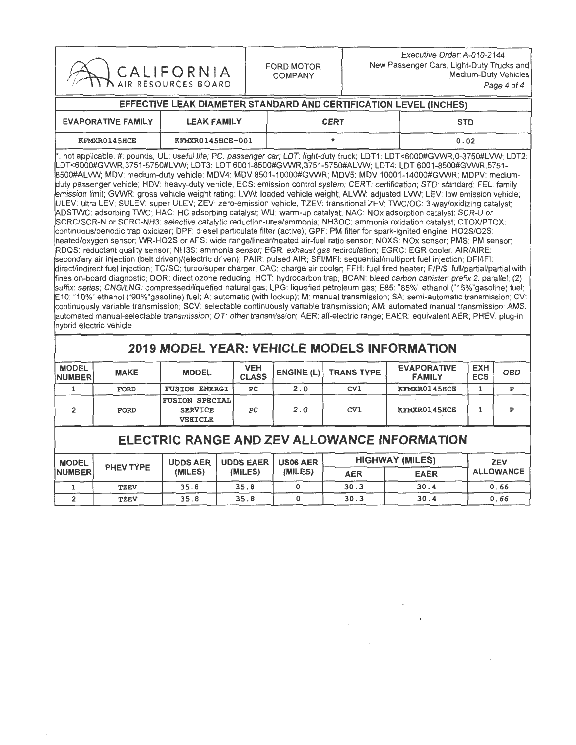| CALIFORNIA AIR RESOURCES BOARD | FORD MOTOR COMPANY | Executive Order: A-010-2144 New Passenger Cars, Light-Duty Trucks and Medium-Duty Vehicles |
| --- | --- | --- |

## EFFECTIVE LEAK DIAMETER STANDARD AND CERTIFICATION LEVEL (INCHES)

| EVAPORATIVE FAMILY | LEAK FAMILY | CERT | STD |
| --- | --- | --- | --- |
| KFMXR0145HCE | KFMXR0145HCE-001 | * | 0.02 |

*: not applicable; #: pounds; UL: useful life; PC: passenger car; LDT: light-duty truck; LDT1: LDT<6000#GVWR,0-3750#LVW; LDT2: LDT<6000#GVWR,3751-5750#LVW; LDT3: LDT 6001-8500#GVWR,3751-5750#ALVW; LDT4: LDT 6001-8500#GVWR,5751-8500#ALVW; MDV: medium-duty vehicle; MDV4: MDV 8501-10000#GVWR; MDV5: MDV 10001-14000#GVWR; MDPV: medium-duty passenger vehicle; HDV: heavy-duty vehicle; ECS: emission control system; CERT: certification; STD: standard; FEL: family emission limit; GVWR: gross vehicle weight rating; LVW: loaded vehicle weight; ALVW: adjusted LVW; LEV: low emission vehicle; ULEV: ultra LEV; SULEV: super ULEV; ZEV: zero-emission vehicle; TZEV: transitional ZEV; TWC/OC: 3-way/oxidizing catalyst; ADSTWC: adsorbing TWC; HAC: HC adsorbing catalyst; WU: warm-up catalyst; NAC: NOx adsorption catalyst; SCR-U or SCRC/SCR-N or SCRC-NH3: selective catalytic reduction-urea/ammonia; NH3OC: ammonia oxidation catalyst; CTOX/PTOX: continuous/periodic trap oxidizer; DPF: diesel particulate filter (active); GPF: PM filter for spark-ignited engine; HO2S/O2S: heated/oxygen sensor; WR-HO2S or AFS: wide range/linear/heated air-fuel ratio sensor; NOXS: NOx sensor; PMS: PM sensor; RDQS: reductant quality sensor; NH3S: ammonia sensor; EGR: exhaust gas recirculation; EGRC: EGR cooler; AIR/AIRE: secondary air injection (belt driven)/(electric driven); PAIR: pulsed AIR; SFI/MFI: sequential/multiport fuel injection; DFI/IFI: direct/indirect fuel injection; TC/SC: turbo/super charger; CAC: charge air cooler; FFH: fuel fired heater; F/P/$: full/partial/partial with fines on-board diagnostic; DOR: direct ozone reducing; HCT: hydrocarbon trap; BCAN: bleed carbon canister; prefix 2: parallel; (2) suffix: series; CNG/LNG: compressed/liquefied natural gas; LPG: liquefied petroleum gas; E85: "85%" ethanol ("15%"gasoline) fuel; E10: "10%" ethanol ("90%"gasoline) fuel; A: automatic (with lockup); M: manual transmission; SA: semi-automatic transmission; CV: continuously variable transmission; SCV: selectable continuously variable transmission; AM: automated manual transmission; AMS: automated manual-selectable transmission; OT: other transmission; AER: all-electric range; EAER: equivalent AER; PHEV: plug-in hybrid electric vehicle

## 2019 MODEL YEAR: VEHICLE MODELS INFORMATION

| MODEL NUMBER | MAKE | MODEL | VEH CLASS | ENGINE (L) | TRANS TYPE | EVAPORATIVE FAMILY | EXH ECS | OBD |
| --- | --- | --- | --- | --- | --- | --- | --- | --- |
| 1 | FORD | FUSION ENERGI | PC | 2.0 | CV1 | KFMXR0145HCE | 1 | P |
| 2 | FORD | FUSION SPECIAL SERVICE VEHICLE | PC | 2.0 | CV1 | KFMXR0145HCE | 1 | P |

## ELECTRIC RANGE AND ZEV ALLOWANCE INFORMATION

| MODEL NUMBER | PHEV TYPE | UDDS AER (MILES) | UDDS EAER (MILES) | US06 AER (MILES) | HIGHWAY (MILES) | | ZEV ALLOWANCE |
| --- | --- | --- | --- | --- | --- | --- | --- |
| | | | | | AER | EAER | |
| 1 | TZEV | 35.8 | 35.8 | 0 | 30.3 | 30.4 | 0.66 |
| 2 | TZEV | 35.8 | 35.8 | 0 | 30.3 | 30.4 | 0.66 |